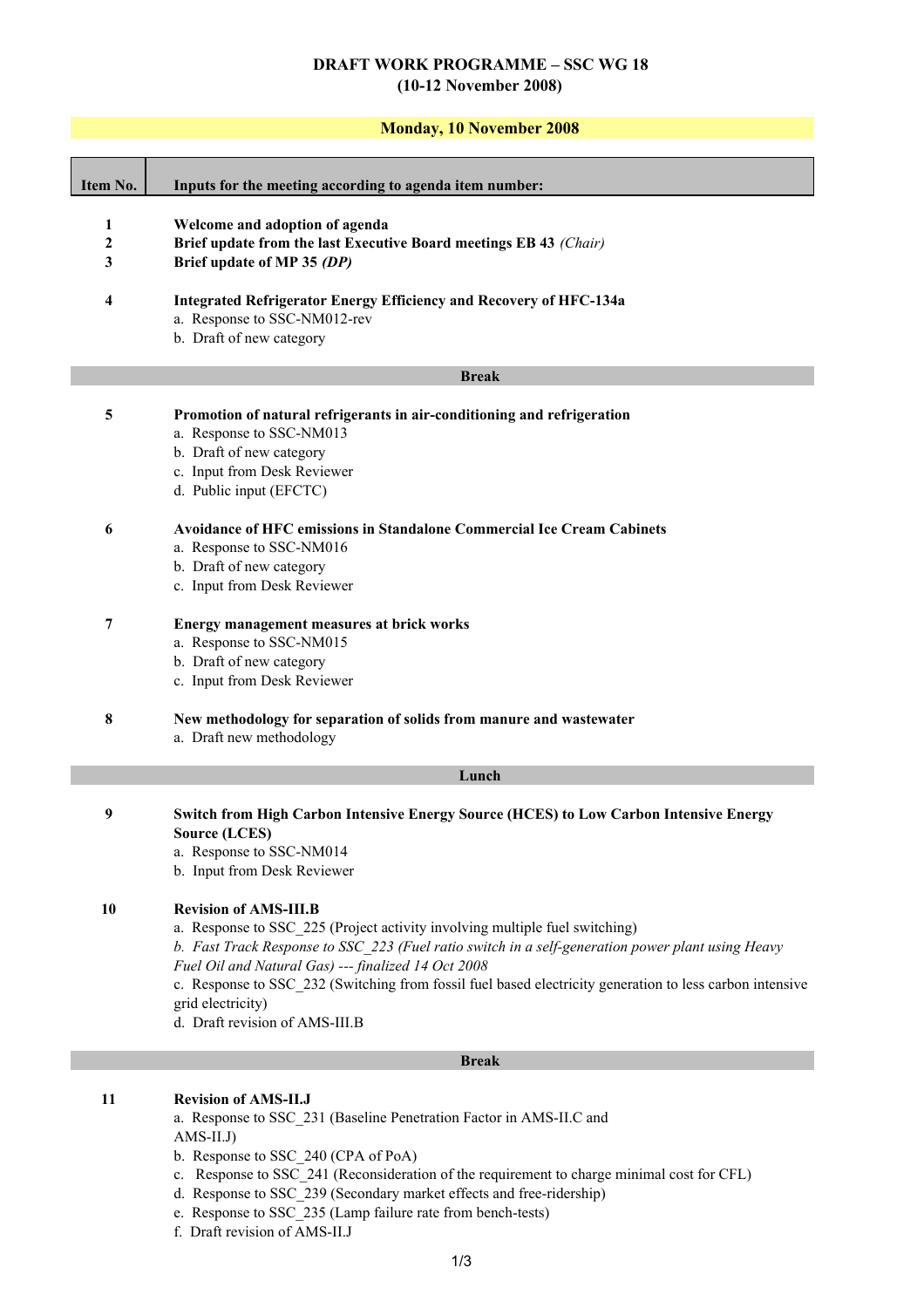# DRAFT WORK PROGRAMME – SSC WG 18
## (10-12 November 2008)

### Monday, 10 November 2008

| Item No. | Inputs for the meeting according to agenda item number: |
|---|---|
| 1 | **Welcome and adoption of agenda** |
| 2 | **Brief update from the last Executive Board meetings EB 43** *(Chair)* |
| 3 | **Brief update of MP 35** ***(DP)*** |
| 4 | **Integrated Refrigerator Energy Efficiency and Recovery of HFC-134a**<br>a. Response to SSC-NM012-rev<br>b. Draft of new category |
| | **Break** |
| 5 | **Promotion of natural refrigerants in air-conditioning and refrigeration**<br>a. Response to SSC-NM013<br>b. Draft of new category<br>c. Input from Desk Reviewer<br>d. Public input (EFCTC) |
| 6 | **Avoidance of HFC emissions in Standalone Commercial Ice Cream Cabinets**<br>a. Response to SSC-NM016<br>b. Draft of new category<br>c. Input from Desk Reviewer |
| 7 | **Energy management measures at brick works**<br>a. Response to SSC-NM015<br>b. Draft of new category<br>c. Input from Desk Reviewer |
| 8 | **New methodology for separation of solids from manure and wastewater**<br>a. Draft new methodology |
| | **Lunch** |
| 9 | **Switch from High Carbon Intensive Energy Source (HCES) to Low Carbon Intensive Energy Source (LCES)**<br>a. Response to SSC-NM014<br>b. Input from Desk Reviewer |
| 10 | **Revision of AMS-III.B**<br>a. Response to SSC_225 (Project activity involving multiple fuel switching)<br>*b. Fast Track Response to SSC_223 (Fuel ratio switch in a self-generation power plant using Heavy Fuel Oil and Natural Gas) --- finalized 14 Oct 2008*<br>c. Response to SSC_232 (Switching from fossil fuel based electricity generation to less carbon intensive grid electricity)<br>d. Draft revision of AMS-III.B |
| | **Break** |
| 11 | **Revision of AMS-II.J**<br>a. Response to SSC_231 (Baseline Penetration Factor in AMS-II.C and AMS-II.J)<br>b. Response to SSC_240 (CPA of PoA)<br>c. Response to SSC_241 (Reconsideration of the requirement to charge minimal cost for CFL)<br>d. Response to SSC_239 (Secondary market effects and free-ridership)<br>e. Response to SSC_235 (Lamp failure rate from bench-tests)<br>f. Draft revision of AMS-II.J |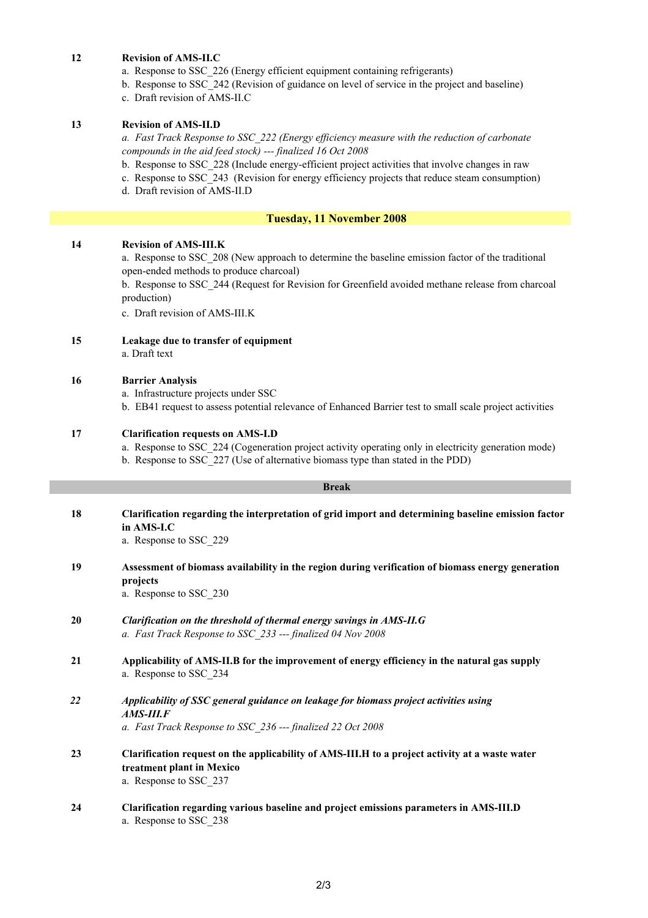**12** **Revision of AMS-II.C**

a. Response to SSC_226 (Energy efficient equipment containing refrigerants)
b. Response to SSC_242 (Revision of guidance on level of service in the project and baseline)
c. Draft revision of AMS-II.C

**13** **Revision of AMS-II.D**

*a. Fast Track Response to SSC_222 (Energy efficiency measure with the reduction of carbonate compounds in the aid feed stock) --- finalized 16 Oct 2008*
b. Response to SSC_228 (Include energy-efficient project activities that involve changes in raw
c. Response to SSC_243 (Revision for energy efficiency projects that reduce steam consumption)
d. Draft revision of AMS-II.D

**Tuesday, 11 November 2008**

**14** **Revision of AMS-III.K**

a. Response to SSC_208 (New approach to determine the baseline emission factor of the traditional open-ended methods to produce charcoal)
b. Response to SSC_244 (Request for Revision for Greenfield avoided methane release from charcoal production)
c. Draft revision of AMS-III.K

**15** **Leakage due to transfer of equipment**

a. Draft text

**16** **Barrier Analysis**

a. Infrastructure projects under SSC
b. EB41 request to assess potential relevance of Enhanced Barrier test to small scale project activities

**17** **Clarification requests on AMS-I.D**

a. Response to SSC_224 (Cogeneration project activity operating only in electricity generation mode)
b. Response to SSC_227 (Use of alternative biomass type than stated in the PDD)

**Break**

**18** **Clarification regarding the interpretation of grid import and determining baseline emission factor in AMS-I.C**

a. Response to SSC_229

**19** **Assessment of biomass availability in the region during verification of biomass energy generation projects**

a. Response to SSC_230

**20** ***Clarification on the threshold of thermal energy savings in AMS-II.G***

*a. Fast Track Response to SSC_233 --- finalized 04 Nov 2008*

**21** **Applicability of AMS-II.B for the improvement of energy efficiency in the natural gas supply**

a. Response to SSC_234

***22*** ***Applicability of SSC general guidance on leakage for biomass project activities using AMS-III.F***

*a. Fast Track Response to SSC_236 --- finalized 22 Oct 2008*

**23** **Clarification request on the applicability of AMS-III.H to a project activity at a waste water treatment plant in Mexico**

a. Response to SSC_237

**24** **Clarification regarding various baseline and project emissions parameters in AMS-III.D**

a. Response to SSC_238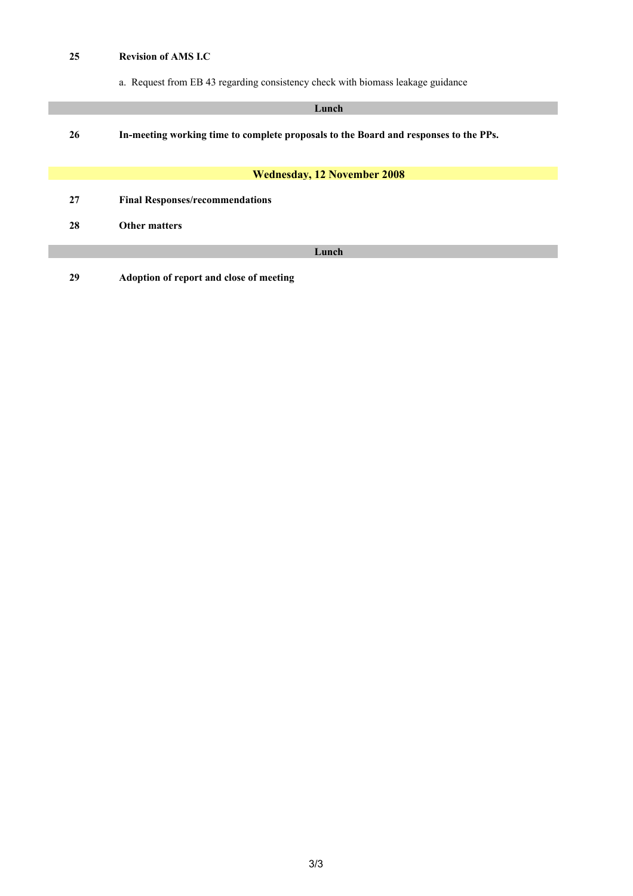**25** **Revision of AMS I.C**

a. Request from EB 43 regarding consistency check with biomass leakage guidance

**Lunch**

**26** **In-meeting working time to complete proposals to the Board and responses to the PPs.**

**Wednesday, 12 November 2008**

**27** **Final Responses/recommendations**

**28** **Other matters**

**Lunch**

**29** **Adoption of report and close of meeting**